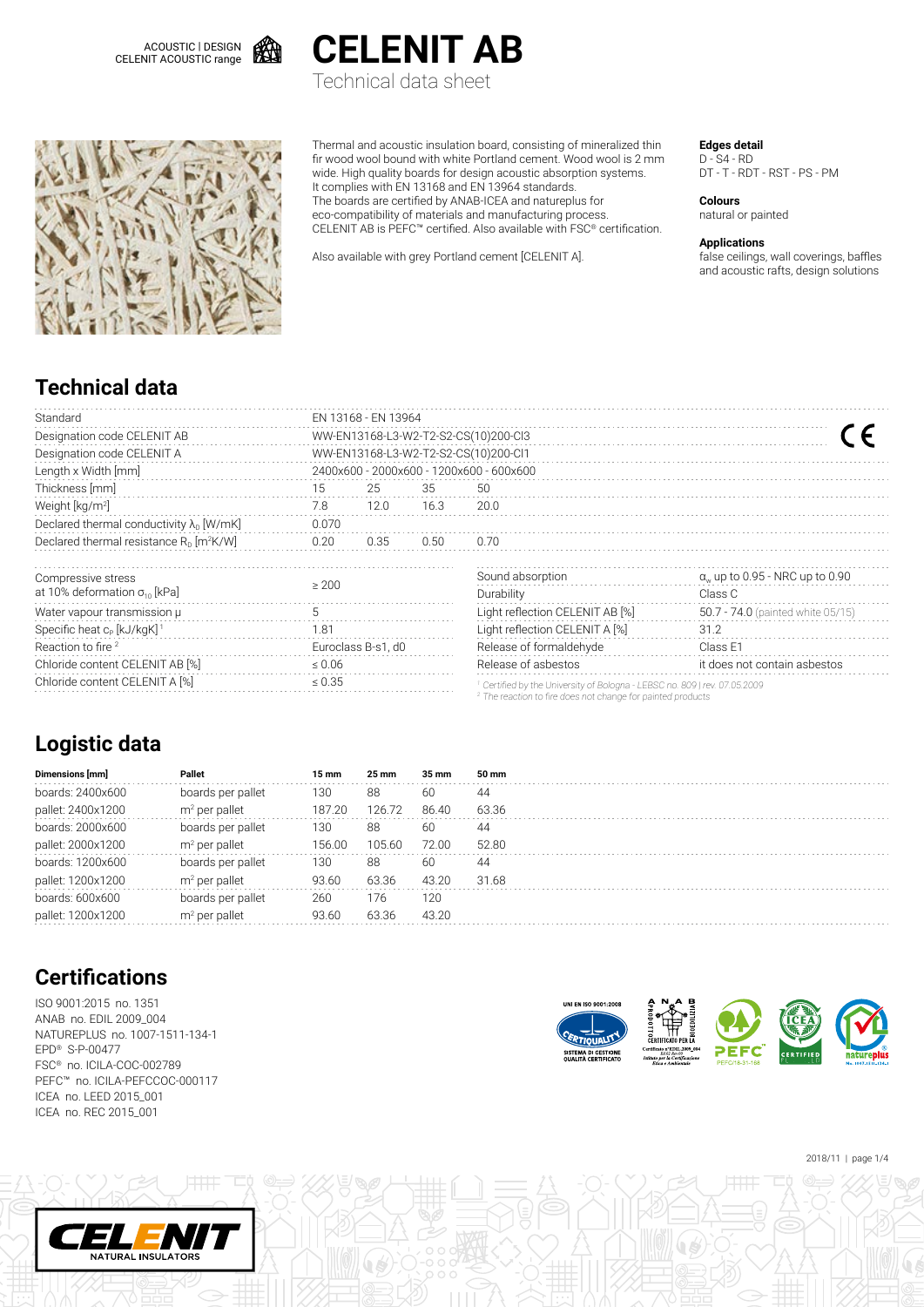ACOUSTIC | DESIGN
CELENIT ACOUSTIC range

# CELENIT AB

Technical data sheet

Thermal and acoustic insulation board, consisting of mineralized thin fir wood wool bound with white Portland cement. Wood wool is 2 mm wide. High quality boards for design acoustic absorption systems. It complies with EN 13168 and EN 13964 standards.
The boards are certified by ANAB-ICEA and natureplus for eco-compatibility of materials and manufacturing process.
CELENIT AB is PEFC™ certified. Also available with FSC® certification.

Also available with grey Portland cement [CELENIT A].

**Edges detail**
D - S4 - RD
DT - T - RDT - RST - PS - PM

**Colours**
natural or painted

**Applications**
false ceilings, wall coverings, baffles and acoustic rafts, design solutions

## Technical data

| | | | | |
|---|---|---|---|---|
| Standard | EN 13168 - EN 13964 | | | |
| Designation code CELENIT AB | WW-EN13168-L3-W2-T2-S2-CS(10)200-Cl3 | | | |
| Designation code CELENIT A | WW-EN13168-L3-W2-T2-S2-CS(10)200-Cl1 | | | |
| Length x Width [mm] | 2400x600 - 2000x600 - 1200x600 - 600x600 | | | |
| Thickness [mm] | 15 | 25 | 35 | 50 |
| Weight [kg/m²] | 7.8 | 12.0 | 16.3 | 20.0 |
| Declared thermal conductivity $\lambda_D$ [W/mK] | 0.070 | | | |
| Declared thermal resistance $R_D$ [m²K/W] | 0.20 | 0.35 | 0.50 | 0.70 |

| | |
|---|---|
| Compressive stress at 10% deformation $\sigma_{10}$ [kPa] | ≥ 200 |
| Water vapour transmission μ | 5 |
| Specific heat $c_P$ [kJ/kgK] [1] | 1.81 |
| Reaction to fire [2] | Euroclass B-s1, d0 |
| Chloride content CELENIT AB [%] | ≤ 0.06 |
| Chloride content CELENIT A [%] | ≤ 0.35 |

| | |
|---|---|
| Sound absorption | $\alpha_w$ up to 0.95 - NRC up to 0.90 |
| Durability | Class C |
| Light reflection CELENIT AB [%] | 50.7 - 74.0 (painted white 05/15) |
| Light reflection CELENIT A [%] | 31.2 |
| Release of formaldehyde | Class E1 |
| Release of asbestos | it does not contain asbestos |

[1] *Certified by the University of Bologna - LEBSC no. 809 | rev. 07.05.2009*
[2] *The reaction to fire does not change for painted products*

## Logistic data

| Dimensions [mm] | Pallet | 15 mm | 25 mm | 35 mm | 50 mm |
|---|---|---|---|---|---|
| boards: 2400x600 | boards per pallet | 130 | 88 | 60 | 44 |
| pallet: 2400x1200 | m² per pallet | 187.20 | 126.72 | 86.40 | 63.36 |
| boards: 2000x600 | boards per pallet | 130 | 88 | 60 | 44 |
| pallet: 2000x1200 | m² per pallet | 156.00 | 105.60 | 72.00 | 52.80 |
| boards: 1200x600 | boards per pallet | 130 | 88 | 60 | 44 |
| pallet: 1200x1200 | m² per pallet | 93.60 | 63.36 | 43.20 | 31.68 |
| boards: 600x600 | boards per pallet | 260 | 176 | 120 | |
| pallet: 1200x1200 | m² per pallet | 93.60 | 63.36 | 43.20 | |

## Certifications

ISO 9001:2015 no. 1351
ANAB no. EDIL 2009_004
NATUREPLUS no. 1007-1511-134-1
EPD® S-P-00477
FSC® no. ICILA-COC-002789
PEFC™ no. ICILA-PEFCCOC-000117
ICEA no. LEED 2015_001
ICEA no. REC 2015_001

2018/11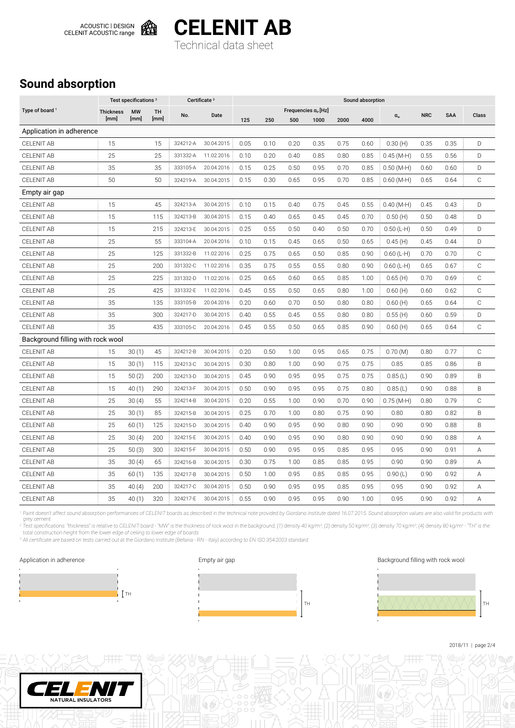# CELENIT AB

Technical data sheet

## Sound absorption

| Type of board [1] | Test specifications [2] | | | Certificate [3] | | Sound absorption | | | | | | | | | |
|---|---|---|---|---|---|---|---|---|---|---|---|---|---|---|---|
| | Thickness [mm] | MW [mm] | TH [mm] | No. | Date | Frequencies $\alpha_p$ [Hz] | | | | | | $\alpha_w$ | NRC | SAA | Class |
| | | | | | | 125 | 250 | 500 | 1000 | 2000 | 4000 | | | | |
| **Application in adherence** | | | | | | | | | | | | | | | |
| CELENIT AB | 15 | | 15 | 324212-A | 30.04.2015 | 0.05 | 0.10 | 0.20 | 0.35 | 0.75 | 0.60 | 0.30 (H) | 0.35 | 0.35 | D |
| CELENIT AB | 25 | | 25 | 331332-A | 11.02.2016 | 0.10 | 0.20 | 0.40 | 0.85 | 0.80 | 0.85 | 0.45 (M-H) | 0.55 | 0.56 | D |
| CELENIT AB | 35 | | 35 | 333105-A | 20.04.2016 | 0.15 | 0.25 | 0.50 | 0.95 | 0.70 | 0.85 | 0.50 (M-H) | 0.60 | 0.60 | D |
| CELENIT AB | 50 | | 50 | 324219-A | 30.04.2015 | 0.15 | 0.30 | 0.65 | 0.95 | 0.70 | 0.85 | 0.60 (M-H) | 0.65 | 0.64 | C |
| **Empty air gap** | | | | | | | | | | | | | | | |
| CELENIT AB | 15 | | 45 | 324213-A | 30.04.2015 | 0.10 | 0.15 | 0.40 | 0.75 | 0.45 | 0.55 | 0.40 (M-H) | 0.45 | 0.43 | D |
| CELENIT AB | 15 | | 115 | 324213-B | 30.04.2015 | 0.15 | 0.40 | 0.65 | 0.45 | 0.45 | 0.70 | 0.50 (H) | 0.50 | 0.48 | D |
| CELENIT AB | 15 | | 215 | 324213-E | 30.04.2015 | 0.25 | 0.55 | 0.50 | 0.40 | 0.50 | 0.70 | 0.50 (L-H) | 0.50 | 0.49 | D |
| CELENIT AB | 25 | | 55 | 333104-A | 20.04.2016 | 0.10 | 0.15 | 0.45 | 0.65 | 0.50 | 0.65 | 0.45 (H) | 0.45 | 0.44 | D |
| CELENIT AB | 25 | | 125 | 331332-B | 11.02.2016 | 0.25 | 0.75 | 0.65 | 0.50 | 0.85 | 0.90 | 0.60 (L-H) | 0.70 | 0.70 | C |
| CELENIT AB | 25 | | 200 | 331332-C | 11.02.2016 | 0.35 | 0.75 | 0.55 | 0.55 | 0.80 | 0.90 | 0.60 (L-H) | 0.65 | 0.67 | C |
| CELENIT AB | 25 | | 225 | 331332-D | 11.02.2016 | 0.25 | 0.65 | 0.60 | 0.65 | 0.85 | 1.00 | 0.65 (H) | 0.70 | 0.69 | C |
| CELENIT AB | 25 | | 425 | 331332-E | 11.02.2016 | 0.45 | 0.55 | 0.50 | 0.65 | 0.80 | 1.00 | 0.60 (H) | 0.60 | 0.62 | C |
| CELENIT AB | 35 | | 135 | 333105-B | 20.04.2016 | 0.20 | 0.60 | 0.70 | 0.50 | 0.80 | 0.80 | 0.60 (H) | 0.65 | 0.64 | C |
| CELENIT AB | 35 | | 300 | 324217-D | 30.04.2015 | 0.40 | 0.55 | 0.45 | 0.55 | 0.80 | 0.80 | 0.55 (H) | 0.60 | 0.59 | D |
| CELENIT AB | 35 | | 435 | 333105-C | 20.04.2016 | 0.45 | 0.55 | 0.50 | 0.65 | 0.85 | 0.90 | 0.60 (H) | 0.65 | 0.64 | C |
| **Background filling with rock wool** | | | | | | | | | | | | | | | |
| CELENIT AB | 15 | 30 (1) | 45 | 324212-B | 30.04.2015 | 0.20 | 0.50 | 1.00 | 0.95 | 0.65 | 0.75 | 0.70 (M) | 0.80 | 0.77 | C |
| CELENIT AB | 15 | 30 (1) | 115 | 324213-C | 30.04.2015 | 0.30 | 0.80 | 1.00 | 0.90 | 0.75 | 0.75 | 0.85 | 0.85 | 0.86 | B |
| CELENIT AB | 15 | 50 (2) | 200 | 324213-D | 30.04.2015 | 0.45 | 0.90 | 0.95 | 0.95 | 0.75 | 0.75 | 0.85 (L) | 0.90 | 0.89 | B |
| CELENIT AB | 15 | 40 (1) | 290 | 324213-F | 30.04.2015 | 0.50 | 0.90 | 0.95 | 0.95 | 0.75 | 0.80 | 0.85 (L) | 0.90 | 0.88 | B |
| CELENIT AB | 25 | 30 (4) | 55 | 324214-B | 30.04.2015 | 0.20 | 0.55 | 1.00 | 0.90 | 0.70 | 0.90 | 0.75 (M-H) | 0.80 | 0.79 | C |
| CELENIT AB | 25 | 30 (1) | 85 | 324215-B | 30.04.2015 | 0.25 | 0.70 | 1.00 | 0.80 | 0.75 | 0.90 | 0.80 | 0.80 | 0.82 | B |
| CELENIT AB | 25 | 60 (1) | 125 | 324215-D | 30.04.2015 | 0.40 | 0.90 | 0.95 | 0.90 | 0.80 | 0.90 | 0.90 | 0.90 | 0.88 | B |
| CELENIT AB | 25 | 30 (4) | 200 | 324215-E | 30.04.2015 | 0.40 | 0.90 | 0.95 | 0.90 | 0.80 | 0.90 | 0.90 | 0.90 | 0.88 | A |
| CELENIT AB | 25 | 50 (3) | 300 | 324215-F | 30.04.2015 | 0.50 | 0.90 | 0.95 | 0.95 | 0.85 | 0.95 | 0.95 | 0.90 | 0.91 | A |
| CELENIT AB | 35 | 30 (4) | 65 | 324216-B | 30.04.2015 | 0.30 | 0.75 | 1.00 | 0.85 | 0.85 | 0.95 | 0.90 | 0.90 | 0.89 | A |
| CELENIT AB | 35 | 60 (1) | 135 | 324217-B | 30.04.2015 | 0.50 | 1.00 | 0.95 | 0.85 | 0.85 | 0.95 | 0.90 (L) | 0.90 | 0.92 | A |
| CELENIT AB | 35 | 40 (4) | 200 | 324217-C | 30.04.2015 | 0.50 | 0.90 | 0.95 | 0.95 | 0.85 | 0.95 | 0.95 | 0.90 | 0.92 | A |
| CELENIT AB | 35 | 40 (1) | 320 | 324217-E | 30.04.2015 | 0.55 | 0.90 | 0.95 | 0.95 | 0.90 | 1.00 | 0.95 | 0.90 | 0.92 | A |

[1] *Paint doesn't affect sound absorption performances of CELENIT boards as described in the technical note provided by Giordano Institute dated 16.07.2015. Sound absorption values are also valid for products with grey cement*

[2] *Test specifications: "thickness" is relative to CELENIT board - "MW" is the thickness of rock wool in the background; (1) density 40 kg/m³; (2) density 50 kg/m³; (3) density 70 kg/m³; (4) density 80 kg/m³ - "TH" is the total construction height from the lower edge of ceiling to lower edge of boards*

[3] *All certificate are based on tests carried out at the Giordano Institute (Bellaria - RN - Italy) according to EN ISO 354:2003 standard*

Application in adherence — TH

Empty air gap — TH

Background filling with rock wool — TH

2018/11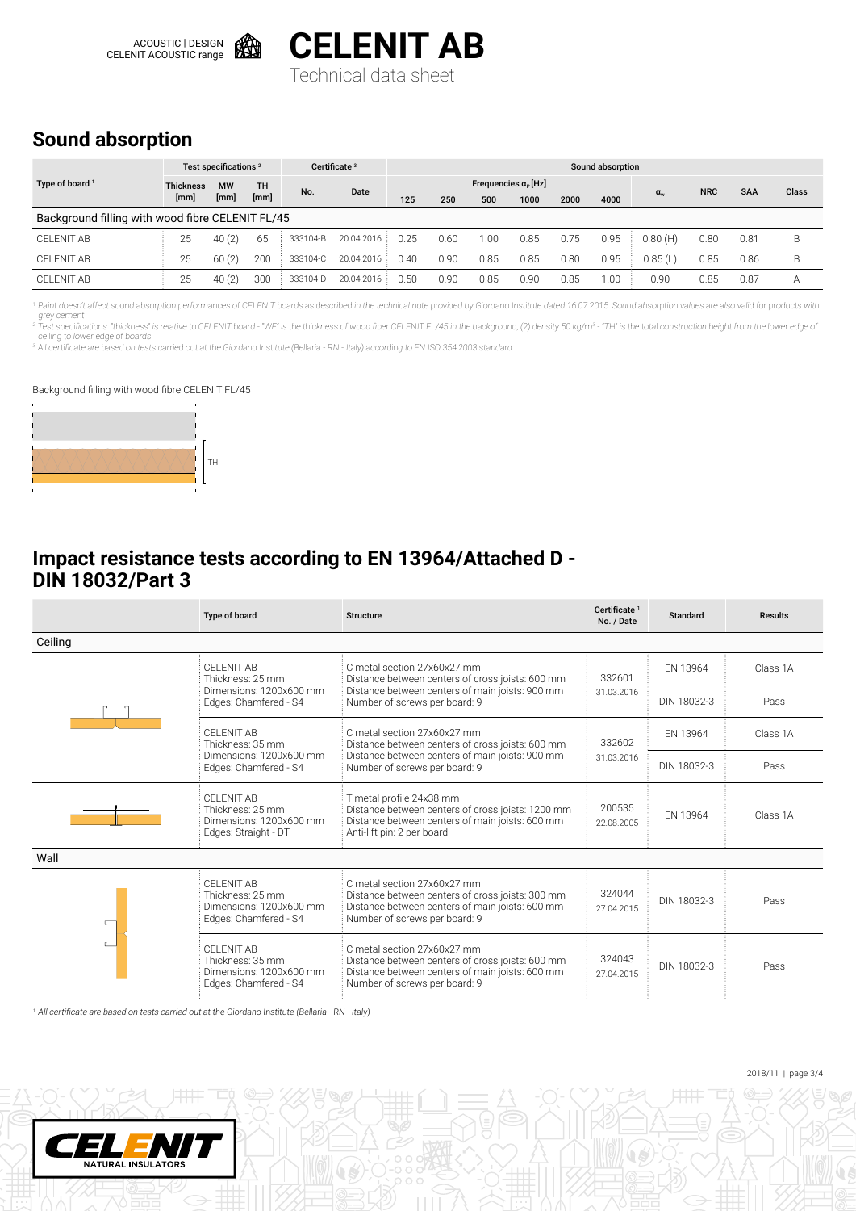# CELENIT AB

Technical data sheet

## Sound absorption

| Type of board [1] | Test specifications [2] | | | Certificate [3] | | Sound absorption | | | | | | | | | |
|---|---|---|---|---|---|---|---|---|---|---|---|---|---|---|---|
| | Thickness [mm] | MW [mm] | TH [mm] | No. | Date | Frequencies $\alpha_p$ [Hz] | | | | | | $\alpha_w$ | NRC | SAA | Class |
| | | | | | | 125 | 250 | 500 | 1000 | 2000 | 4000 | | | | |
| Background filling with wood fibre CELENIT FL/45 | | | | | | | | | | | | | | | |
| CELENIT AB | 25 | 40 (2) | 65 | 333104-B | 20.04.2016 | 0.25 | 0.60 | 1.00 | 0.85 | 0.75 | 0.95 | 0.80 (H) | 0.80 | 0.81 | B |
| CELENIT AB | 25 | 60 (2) | 200 | 333104-C | 20.04.2016 | 0.40 | 0.90 | 0.85 | 0.85 | 0.80 | 0.95 | 0.85 (L) | 0.85 | 0.86 | B |
| CELENIT AB | 25 | 40 (2) | 300 | 333104-D | 20.04.2016 | 0.50 | 0.90 | 0.85 | 0.90 | 0.85 | 1.00 | 0.90 | 0.85 | 0.87 | A |

[1] *Paint doesn't affect sound absorption performances of CELENIT boards as described in the technical note provided by Giordano Institute dated 16.07.2015. Sound absorption values are also valid for products with grey cement*

[2] *Test specifications: "thickness" is relative to CELENIT board - "WF" is the thickness of wood fiber CELENIT FL/45 in the background, (2) density 50 kg/m³ - "TH" is the total construction height from the lower edge of ceiling to lower edge of boards*

[3] *All certificate are based on tests carried out at the Giordano Institute (Bellaria - RN - Italy) according to EN ISO 354:2003 standard*

Background filling with wood fibre CELENIT FL/45

TH

## Impact resistance tests according to EN 13964/Attached D - DIN 18032/Part 3

| | Type of board | Structure | Certificate [1] No. / Date | Standard | Results |
|---|---|---|---|---|---|
| **Ceiling** | | | | | |
| | CELENIT AB<br>Thickness: 25 mm<br>Dimensions: 1200x600 mm<br>Edges: Chamfered - S4 | C metal section 27x60x27 mm<br>Distance between centers of cross joists: 600 mm<br>Distance between centers of main joists: 900 mm<br>Number of screws per board: 9 | 332601<br>31.03.2016 | EN 13964 | Class 1A |
| | | | | DIN 18032-3 | Pass |
| | CELENIT AB<br>Thickness: 35 mm<br>Dimensions: 1200x600 mm<br>Edges: Chamfered - S4 | C metal section 27x60x27 mm<br>Distance between centers of cross joists: 600 mm<br>Distance between centers of main joists: 900 mm<br>Number of screws per board: 9 | 332602<br>31.03.2016 | EN 13964 | Class 1A |
| | | | | DIN 18032-3 | Pass |
| | CELENIT AB<br>Thickness: 25 mm<br>Dimensions: 1200x600 mm<br>Edges: Straight - DT | T metal profile 24x38 mm<br>Distance between centers of cross joists: 1200 mm<br>Distance between centers of main joists: 600 mm<br>Anti-lift pin: 2 per board | 200535<br>22.08.2005 | EN 13964 | Class 1A |
| **Wall** | | | | | |
| | CELENIT AB<br>Thickness: 25 mm<br>Dimensions: 1200x600 mm<br>Edges: Chamfered - S4 | C metal section 27x60x27 mm<br>Distance between centers of cross joists: 300 mm<br>Distance between centers of main joists: 600 mm<br>Number of screws per board: 9 | 324044<br>27.04.2015 | DIN 18032-3 | Pass |
| | CELENIT AB<br>Thickness: 35 mm<br>Dimensions: 1200x600 mm<br>Edges: Chamfered - S4 | C metal section 27x60x27 mm<br>Distance between centers of cross joists: 600 mm<br>Distance between centers of main joists: 600 mm<br>Number of screws per board: 9 | 324043<br>27.04.2015 | DIN 18032-3 | Pass |

[1] *All certificate are based on tests carried out at the Giordano Institute (Bellaria - RN - Italy)*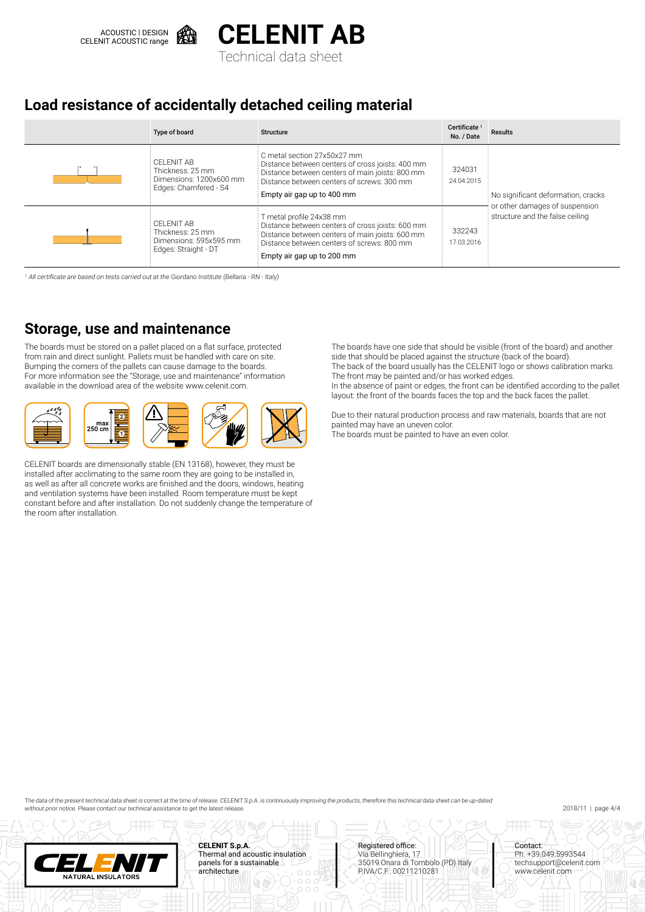## Load resistance of accidentally detached ceiling material

| | Type of board | Structure | Certificate [1] No. / Date | Results |
|---|---|---|---|---|
| | CELENIT AB<br>Thickness: 25 mm<br>Dimensions: 1200x600 mm<br>Edges: Chamfered - S4 | C metal section 27x50x27 mm<br>Distance between centers of cross joists: 400 mm<br>Distance between centers of main joists: 800 mm<br>Distance between centers of screws: 300 mm<br>Empty air gap up to 400 mm | 324031<br>24.04.2015 | No significant deformation, cracks or other damages of suspension structure and the false ceiling |
| | CELENIT AB<br>Thickness: 25 mm<br>Dimensions: 595x595 mm<br>Edges: Straight - DT | T metal profile 24x38 mm<br>Distance between centers of cross joists: 600 mm<br>Distance between centers of main joists: 600 mm<br>Distance between centers of screws: 800 mm<br>Empty air gap up to 200 mm | 332243<br>17.03.2016 | |

[1] *All certificate are based on tests carried out at the Giordano Institute (Bellaria - RN - Italy)*

## Storage, use and maintenance

The boards must be stored on a pallet placed on a flat surface, protected from rain and direct sunlight. Pallets must be handled with care on site. Bumping the corners of the pallets can cause damage to the boards. For more information see the "Storage, use and maintenance" information available in the download area of the website www.celenit.com.

max 250 cm

CELENIT boards are dimensionally stable (EN 13168), however, they must be installed after acclimating to the same room they are going to be installed in, as well as after all concrete works are finished and the doors, windows, heating and ventilation systems have been installed. Room temperature must be kept constant before and after installation. Do not suddenly change the temperature of the room after installation.

The boards have one side that should be visible (front of the board) and another side that should be placed against the structure (back of the board).
The back of the board usually has the CELENIT logo or shows calibration marks.
The front may be painted and/or has worked edges.
In the absence of paint or edges, the front can be identified according to the pallet layout: the front of the boards faces the top and the back faces the pallet.

Due to their natural production process and raw materials, boards that are not painted may have an uneven color.
The boards must be painted to have an even color.

*The data of the present technical data sheet is correct at the time of release. CELENIT S.p.A. is continuously improving the products, therefore this technical data sheet can be up-dated without prior notice. Please contact our technical assistance to get the latest release.*

**CELENIT S.p.A.**
Thermal and acoustic insulation panels for a sustainable architecture

Registered office:
Via Bellinghiera, 17
35019 Onara di Tombolo (PD) Italy
P.IVA/C.F.: 00211210281

Contact:
Ph. +39.049.5993544
techsupport@celenit.com
www.celenit.com